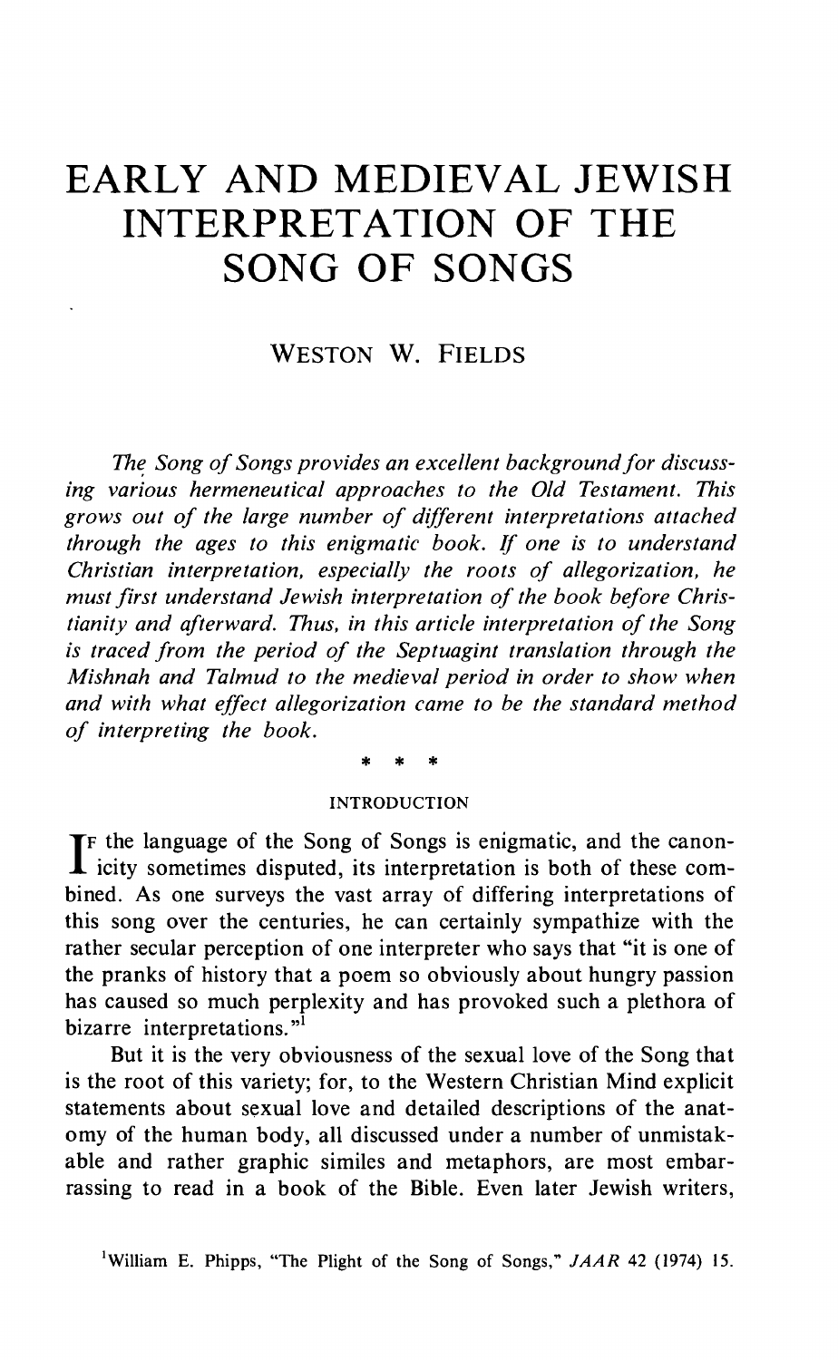# EARLY AND MEDIEVAL JEWISH INTERPRETATION OF THE SONG OF SONGS

WESTON W. FIELDS

*The Song of Songs provides an excellent background for discussing various hermeneutical approaches to the Old Testament. This grows out of the large number of different interpretations attached through the ages to this enigmatic book. If one is to understand Christian interpretation, especially the roots of allegorization, he must first understand Jewish interpretation of the book before Christianity and afterward. Thus, in this article interpretation of the Song is traced from the period of the Septuagint translation through the Mishnah and Talmud to the medieval period in order to show when and with what effect allegorization came to be the standard method of interpreting the book.*

\* \* \*

## INTRODUCTION

If the language of the Song of Songs is enigmatic, and the canonicity sometimes disputed, its interpretation is both of these combined. As one surveys the vast array of differing interpretations of this song over the centuries, he can certainly sympathize with the rather secular perception of one interpreter who says that "it is one of the pranks of history that a poem so obviously about hungry passion has caused so much perplexity and has provoked such a plethora of bizarre interpretations."[1]

But it is the very obviousness of the sexual love of the Song that is the root of this variety; for, to the Western Christian Mind explicit statements about sexual love and detailed descriptions of the anatomy of the human body, all discussed under a number of unmistakable and rather graphic similes and metaphors, are most embarrassing to read in a book of the Bible. Even later Jewish writers,

[1] William E. Phipps, "The Plight of the Song of Songs," *JAAR* 42 (1974) 15.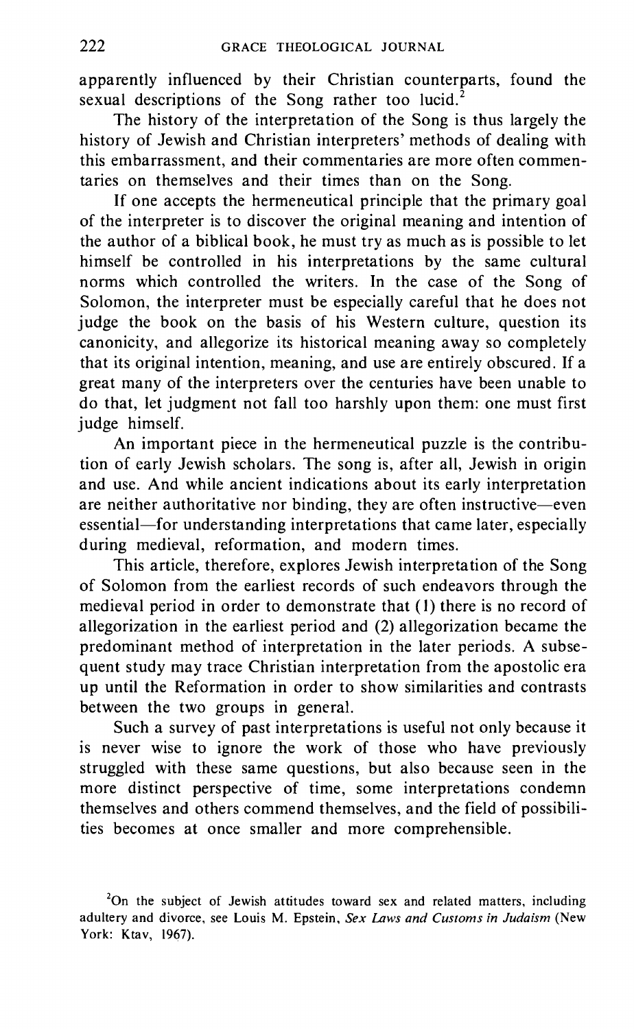apparently influenced by their Christian counterparts, found the sexual descriptions of the Song rather too lucid.[2]

The history of the interpretation of the Song is thus largely the history of Jewish and Christian interpreters' methods of dealing with this embarrassment, and their commentaries are more often commentaries on themselves and their times than on the Song.

If one accepts the hermeneutical principle that the primary goal of the interpreter is to discover the original meaning and intention of the author of a biblical book, he must try as much as is possible to let himself be controlled in his interpretations by the same cultural norms which controlled the writers. In the case of the Song of Solomon, the interpreter must be especially careful that he does not judge the book on the basis of his Western culture, question its canonicity, and allegorize its historical meaning away so completely that its original intention, meaning, and use are entirely obscured. If a great many of the interpreters over the centuries have been unable to do that, let judgment not fall too harshly upon them: one must first judge himself.

An important piece in the hermeneutical puzzle is the contribution of early Jewish scholars. The song is, after all, Jewish in origin and use. And while ancient indications about its early interpretation are neither authoritative nor binding, they are often instructive—even essential—for understanding interpretations that came later, especially during medieval, reformation, and modern times.

This article, therefore, explores Jewish interpretation of the Song of Solomon from the earliest records of such endeavors through the medieval period in order to demonstrate that (1) there is no record of allegorization in the earliest period and (2) allegorization became the predominant method of interpretation in the later periods. A subsequent study may trace Christian interpretation from the apostolic era up until the Reformation in order to show similarities and contrasts between the two groups in general.

Such a survey of past interpretations is useful not only because it is never wise to ignore the work of those who have previously struggled with these same questions, but also because seen in the more distinct perspective of time, some interpretations condemn themselves and others commend themselves, and the field of possibilities becomes at once smaller and more comprehensible.

[2]On the subject of Jewish attitudes toward sex and related matters, including adultery and divorce, see Louis M. Epstein, *Sex Laws and Customs in Judaism* (New York: Ktav, 1967).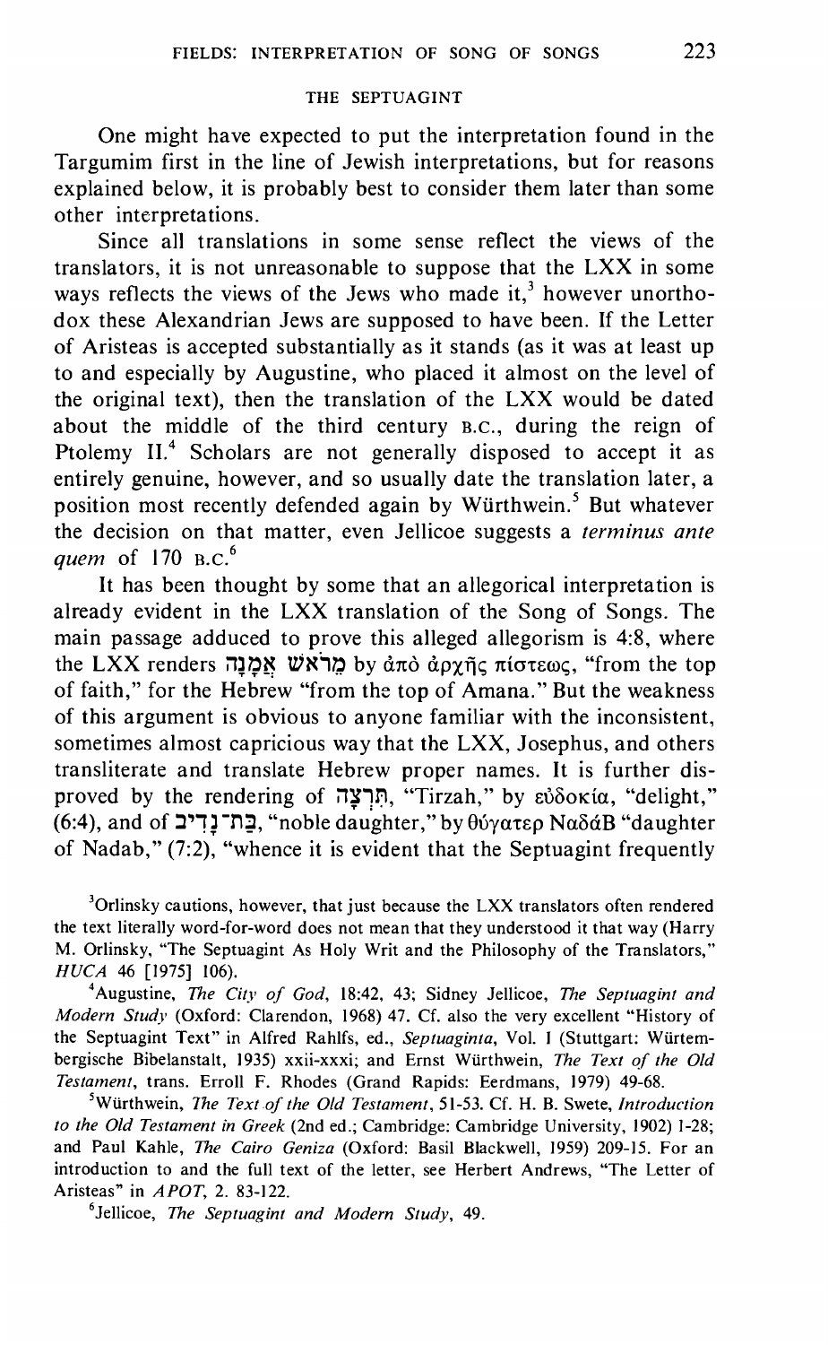## THE SEPTUAGINT

One might have expected to put the interpretation found in the Targumim first in the line of Jewish interpretations, but for reasons explained below, it is probably best to consider them later than some other interpretations.

Since all translations in some sense reflect the views of the translators, it is not unreasonable to suppose that the LXX in some ways reflects the views of the Jews who made it,[3] however unorthodox these Alexandrian Jews are supposed to have been. If the Letter of Aristeas is accepted substantially as it stands (as it was at least up to and especially by Augustine, who placed it almost on the level of the original text), then the translation of the LXX would be dated about the middle of the third century B.C., during the reign of Ptolemy II.[4] Scholars are not generally disposed to accept it as entirely genuine, however, and so usually date the translation later, a position most recently defended again by Würthwein.[5] But whatever the decision on that matter, even Jellicoe suggests a *terminus ante quem* of 170 B.C.[6]

It has been thought by some that an allegorical interpretation is already evident in the LXX translation of the Song of Songs. The main passage adduced to prove this alleged allegorism is 4:8, where the LXX renders מֵרֹאשׁ אֲמָנָה by ἀπὸ ἀρχῆς πίστεως, "from the top of faith," for the Hebrew "from the top of Amana." But the weakness of this argument is obvious to anyone familiar with the inconsistent, sometimes almost capricious way that the LXX, Josephus, and others transliterate and translate Hebrew proper names. It is further disproved by the rendering of תִּרְצָה, "Tirzah," by εὐδοκία, "delight," (6:4), and of בַּת־נָדִיב, "noble daughter," by θύγατερ ΝαδάΒ "daughter of Nadab," (7:2), "whence it is evident that the Septuagint frequently

---

[3] Orlinsky cautions, however, that just because the LXX translators often rendered the text literally word-for-word does not mean that they understood it that way (Harry M. Orlinsky, "The Septuagint As Holy Writ and the Philosophy of the Translators," *HUCA* 46 [1975] 106).

[4] Augustine, *The City of God*, 18:42, 43; Sidney Jellicoe, *The Septuagint and Modern Study* (Oxford: Clarendon, 1968) 47. Cf. also the very excellent "History of the Septuagint Text" in Alfred Rahlfs, ed., *Septuaginta*, Vol. I (Stuttgart: Würtembergische Bibelanstalt, 1935) xxii-xxxi; and Ernst Würthwein, *The Text of the Old Testament*, trans. Erroll F. Rhodes (Grand Rapids: Eerdmans, 1979) 49-68.

[5] Würthwein, *The Text of the Old Testament*, 51-53. Cf. H. B. Swete, *Introduction to the Old Testament in Greek* (2nd ed.; Cambridge: Cambridge University, 1902) 1-28; and Paul Kahle, *The Cairo Geniza* (Oxford: Basil Blackwell, 1959) 209-15. For an introduction to and the full text of the letter, see Herbert Andrews, "The Letter of Aristeas" in *APOT*, 2. 83-122.

[6] Jellicoe, *The Septuagint and Modern Study*, 49.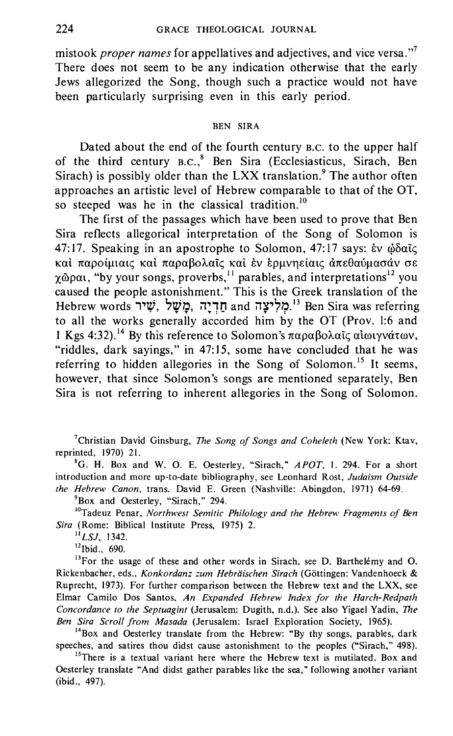mistook *proper names* for appellatives and adjectives, and vice versa."[7] There does not seem to be any indication otherwise that the early Jews allegorized the Song, though such a practice would not have been particularly surprising even in this early period.

## BEN SIRA

Dated about the end of the fourth century B.C. to the upper half of the third century B.C.,[8] Ben Sira (Ecclesiasticus, Sirach, Ben Sirach) is possibly older than the LXX translation.[9] The author often approaches an artistic level of Hebrew comparable to that of the OT, so steeped was he in the classical tradition.[10]

The first of the passages which have been used to prove that Ben Sira reflects allegorical interpretation of the Song of Solomon is 47:17. Speaking in an apostrophe to Solomon, 47:17 says: ἐν ᾠδαῖς καὶ παροιμίαις καὶ παραβολαῖς καὶ ἐν ἑρμηνείαις ἀπεθαύμασάν σε χῶραι, "by your songs, proverbs,[11] parables, and interpretations[12] you caused the people astonishment." This is the Greek translation of the Hebrew words שִׁיר, מָשָׁל, חִידָה and מְלִיצָה.[13] Ben Sira was referring to all the works generally accorded him by the OT (Prov. 1:6 and 1 Kgs 4:32).[14] By this reference to Solomon's παραβολαῖς αἰνιγμάτων, "riddles, dark sayings," in 47:15, some have concluded that he was referring to hidden allegories in the Song of Solomon.[15] It seems, however, that since Solomon's songs are mentioned separately, Ben Sira is not referring to inherent allegories in the Song of Solomon.

---

[7] Christian David Ginsburg, *The Song of Songs and Coheleth* (New York: Ktav, reprinted, 1970) 21.

[8] G. H. Box and W. O. E. Oesterley, "Sirach," *APOT*, 1. 294. For a short introduction and more up-to-date bibliography, see Leonhard Rost, *Judaism Outside the Hebrew Canon*, trans. David E. Green (Nashville: Abingdon, 1971) 64-69.

[9] Box and Oesterley, "Sirach," 294.

[10] Tadeuz Penar, *Northwest Semitic Philology and the Hebrew Fragments of Ben Sira* (Rome: Biblical Institute Press, 1975) 2.

[11] *LSJ*, 1342.

[12] Ibid., 690.

[13] For the usage of these and other words in Sirach, see D. Barthelémy and O. Rickenbacher, eds., *Konkordanz zum Hebräischen Sirach* (Göttingen: Vandenhoeck & Ruprecht, 1973). For further comparison between the Hebrew text and the LXX, see Elmar Camilo Dos Santos, *An Expanded Hebrew Index for the Harch-Redpath Concordance to the Septuagint* (Jerusalem: Dugith, n.d.). See also Yigael Yadin, *The Ben Sira Scroll from Masada* (Jerusalem: Israel Exploration Society, 1965).

[14] Box and Oesterley translate from the Hebrew: "By thy songs, parables, dark speeches, and satires thou didst cause astonishment to the peoples ("Sirach," 498).

[15] There is a textual variant here where the Hebrew text is mutilated. Box and Oesterley translate "And didst gather parables like the sea," following another variant (ibid., 497).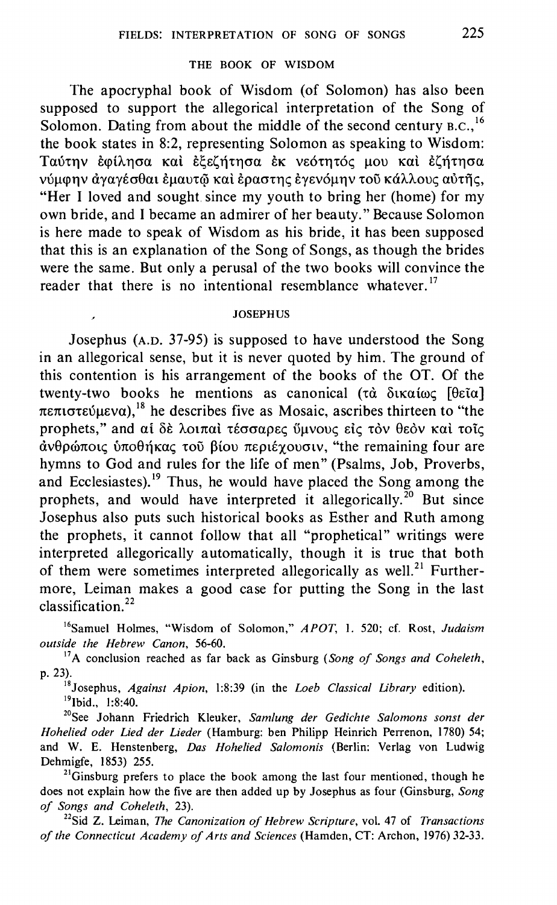## THE BOOK OF WISDOM

The apocryphal book of Wisdom (of Solomon) has also been supposed to support the allegorical interpretation of the Song of Solomon. Dating from about the middle of the second century B.C.,[16] the book states in 8:2, representing Solomon as speaking to Wisdom: Ταύτην ἐφίλησα καὶ ἐξεζήτησα ἐκ νεότητός μου καὶ ἐζήτησα νύμφην ἀγαγέσθαι ἐμαυτῷ καὶ ἐραστης ἐγενόμην τοῦ κάλλους αὐτῆς, "Her I loved and sought since my youth to bring her (home) for my own bride, and I became an admirer of her beauty." Because Solomon is here made to speak of Wisdom as his bride, it has been supposed that this is an explanation of the Song of Songs, as though the brides were the same. But only a perusal of the two books will convince the reader that there is no intentional resemblance whatever.[17]

## JOSEPHUS

Josephus (A.D. 37-95) is supposed to have understood the Song in an allegorical sense, but it is never quoted by him. The ground of this contention is his arrangement of the books of the OT. Of the twenty-two books he mentions as canonical (τὰ δικαίως [θεῖα] πεπιστεύμενα),[18] he describes five as Mosaic, ascribes thirteen to "the prophets," and αἱ δὲ λοιπαὶ τέσσαρες ὕμνους εἰς τὸν θεὸν καὶ τοῖς ἀνθρώποις ὑποθήκας τοῦ βίου περιέχουσιν, "the remaining four are hymns to God and rules for the life of men" (Psalms, Job, Proverbs, and Ecclesiastes).[19] Thus, he would have placed the Song among the prophets, and would have interpreted it allegorically.[20] But since Josephus also puts such historical books as Esther and Ruth among the prophets, it cannot follow that all "prophetical" writings were interpreted allegorically automatically, though it is true that both of them were sometimes interpreted allegorically as well.[21] Furthermore, Leiman makes a good case for putting the Song in the last classification.[22]

---

[16] Samuel Holmes, "Wisdom of Solomon," *APOT*, 1. 520; cf. Rost, *Judaism outside the Hebrew Canon*, 56-60.

[17] A conclusion reached as far back as Ginsburg (*Song of Songs and Coheleth*, p. 23).

[18] Josephus, *Against Apion*, 1:8:39 (in the *Loeb Classical Library* edition).

[19] Ibid., 1:8:40.

[20] See Johann Friedrich Kleuker, *Samlung der Gedichte Salomons sonst der Hohelied oder Lied der Lieder* (Hamburg: ben Philipp Heinrich Perrenon, 1780) 54; and W. E. Henstenberg, *Das Hohelied Salomonis* (Berlin: Verlag von Ludwig Dehmigfe, 1853) 255.

[21] Ginsburg prefers to place the book among the last four mentioned, though he does not explain how the five are then added up by Josephus as four (Ginsburg, *Song of Songs and Coheleth*, 23).

[22] Sid Z. Leiman, *The Canonization of Hebrew Scripture*, vol. 47 of *Transactions of the Connecticut Academy of Arts and Sciences* (Hamden, CT: Archon, 1976) 32-33.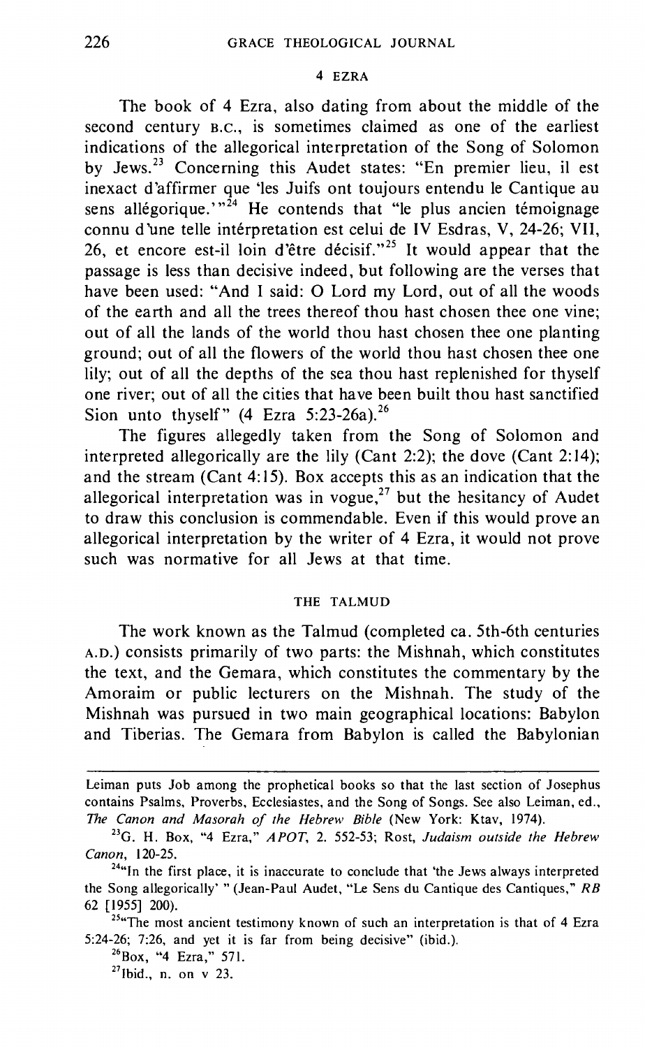## 4 EZRA

The book of 4 Ezra, also dating from about the middle of the second century B.C., is sometimes claimed as one of the earliest indications of the allegorical interpretation of the Song of Solomon by Jews.[23] Concerning this Audet states: "En premier lieu, il est inexact d'affirmer que 'les Juifs ont toujours entendu le Cantique au sens allégorique.'"[24] He contends that "le plus ancien témoignage connu d'une telle intérpretation est celui de IV Esdras, V, 24-26; VII, 26, et encore est-il loin d'être décisif."[25] It would appear that the passage is less than decisive indeed, but following are the verses that have been used: "And I said: O Lord my Lord, out of all the woods of the earth and all the trees thereof thou hast chosen thee one vine; out of all the lands of the world thou hast chosen thee one planting ground; out of all the flowers of the world thou hast chosen thee one lily; out of all the depths of the sea thou hast replenished for thyself one river; out of all the cities that have been built thou hast sanctified Sion unto thyself" (4 Ezra 5:23-26a).[26]

The figures allegedly taken from the Song of Solomon and interpreted allegorically are the lily (Cant 2:2); the dove (Cant 2:14); and the stream (Cant 4:15). Box accepts this as an indication that the allegorical interpretation was in vogue,[27] but the hesitancy of Audet to draw this conclusion is commendable. Even if this would prove an allegorical interpretation by the writer of 4 Ezra, it would not prove such was normative for all Jews at that time.

## THE TALMUD

The work known as the Talmud (completed ca. 5th-6th centuries A.D.) consists primarily of two parts: the Mishnah, which constitutes the text, and the Gemara, which constitutes the commentary by the Amoraim or public lecturers on the Mishnah. The study of the Mishnah was pursued in two main geographical locations: Babylon and Tiberias. The Gemara from Babylon is called the Babylonian

---

Leiman puts Job among the prophetical books so that the last section of Josephus contains Psalms, Proverbs, Ecclesiastes, and the Song of Songs. See also Leiman, ed., *The Canon and Masorah of the Hebrew Bible* (New York: Ktav, 1974).

[23] G. H. Box, "4 Ezra," *APOT*, 2. 552-53; Rost, *Judaism outside the Hebrew Canon*, 120-25.

[24] "In the first place, it is inaccurate to conclude that 'the Jews always interpreted the Song allegorically' " (Jean-Paul Audet, "Le Sens du Cantique des Cantiques," *RB* 62 [1955] 200).

[25] "The most ancient testimony known of such an interpretation is that of 4 Ezra 5:24-26; 7:26, and yet it is far from being decisive" (ibid.).

[26] Box, "4 Ezra," 571.

[27] Ibid., n. on v 23.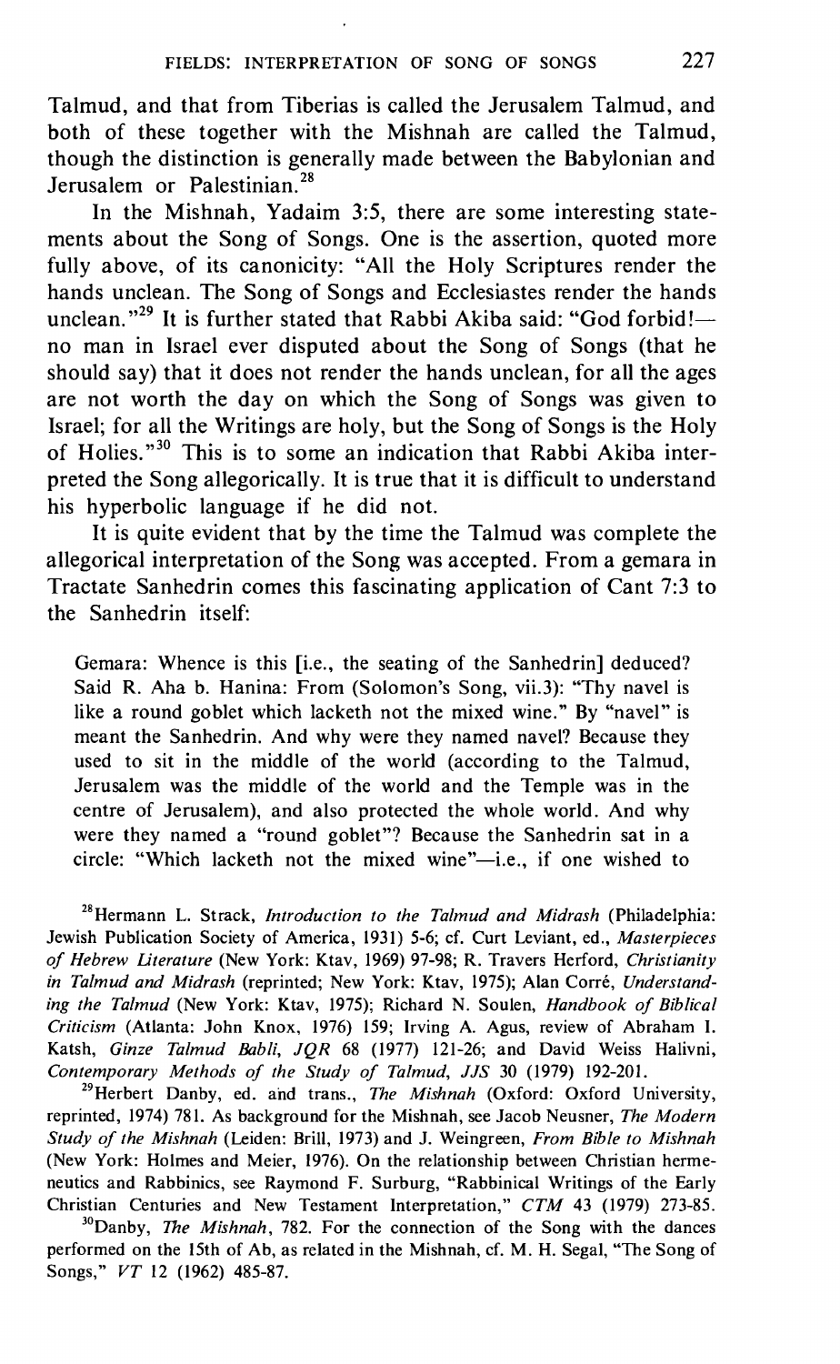Talmud, and that from Tiberias is called the Jerusalem Talmud, and both of these together with the Mishnah are called the Talmud, though the distinction is generally made between the Babylonian and Jerusalem or Palestinian.[28]

In the Mishnah, Yadaim 3:5, there are some interesting statements about the Song of Songs. One is the assertion, quoted more fully above, of its canonicity: "All the Holy Scriptures render the hands unclean. The Song of Songs and Ecclesiastes render the hands unclean."[29] It is further stated that Rabbi Akiba said: "God forbid!—no man in Israel ever disputed about the Song of Songs (that he should say) that it does not render the hands unclean, for all the ages are not worth the day on which the Song of Songs was given to Israel; for all the Writings are holy, but the Song of Songs is the Holy of Holies."[30] This is to some an indication that Rabbi Akiba interpreted the Song allegorically. It is true that it is difficult to understand his hyperbolic language if he did not.

It is quite evident that by the time the Talmud was complete the allegorical interpretation of the Song was accepted. From a gemara in Tractate Sanhedrin comes this fascinating application of Cant 7:3 to the Sanhedrin itself:

> Gemara: Whence is this [i.e., the seating of the Sanhedrin] deduced? Said R. Aha b. Hanina: From (Solomon's Song, vii.3): "Thy navel is like a round goblet which lacketh not the mixed wine." By "navel" is meant the Sanhedrin. And why were they named navel? Because they used to sit in the middle of the world (according to the Talmud, Jerusalem was the middle of the world and the Temple was in the centre of Jerusalem), and also protected the whole world. And why were they named a "round goblet"? Because the Sanhedrin sat in a circle: "Which lacketh not the mixed wine"—i.e., if one wished to

[28] Hermann L. Strack, *Introduction to the Talmud and Midrash* (Philadelphia: Jewish Publication Society of America, 1931) 5-6; cf. Curt Leviant, ed., *Masterpieces of Hebrew Literature* (New York: Ktav, 1969) 97-98; R. Travers Herford, *Christianity in Talmud and Midrash* (reprinted; New York: Ktav, 1975); Alan Corré, *Understanding the Talmud* (New York: Ktav, 1975); Richard N. Soulen, *Handbook of Biblical Criticism* (Atlanta: John Knox, 1976) 159; Irving A. Agus, review of Abraham I. Katsh, *Ginze Talmud Babli*, *JQR* 68 (1977) 121-26; and David Weiss Halivni, *Contemporary Methods of the Study of Talmud*, *JJS* 30 (1979) 192-201.

[29] Herbert Danby, ed. and trans., *The Mishnah* (Oxford: Oxford University, reprinted, 1974) 781. As background for the Mishnah, see Jacob Neusner, *The Modern Study of the Mishnah* (Leiden: Brill, 1973) and J. Weingreen, *From Bible to Mishnah* (New York: Holmes and Meier, 1976). On the relationship between Christian hermeneutics and Rabbinics, see Raymond F. Surburg, "Rabbinical Writings of the Early Christian Centuries and New Testament Interpretation," *CTM* 43 (1979) 273-85.

[30] Danby, *The Mishnah*, 782. For the connection of the Song with the dances performed on the 15th of Ab, as related in the Mishnah, cf. M. H. Segal, "The Song of Songs," *VT* 12 (1962) 485-87.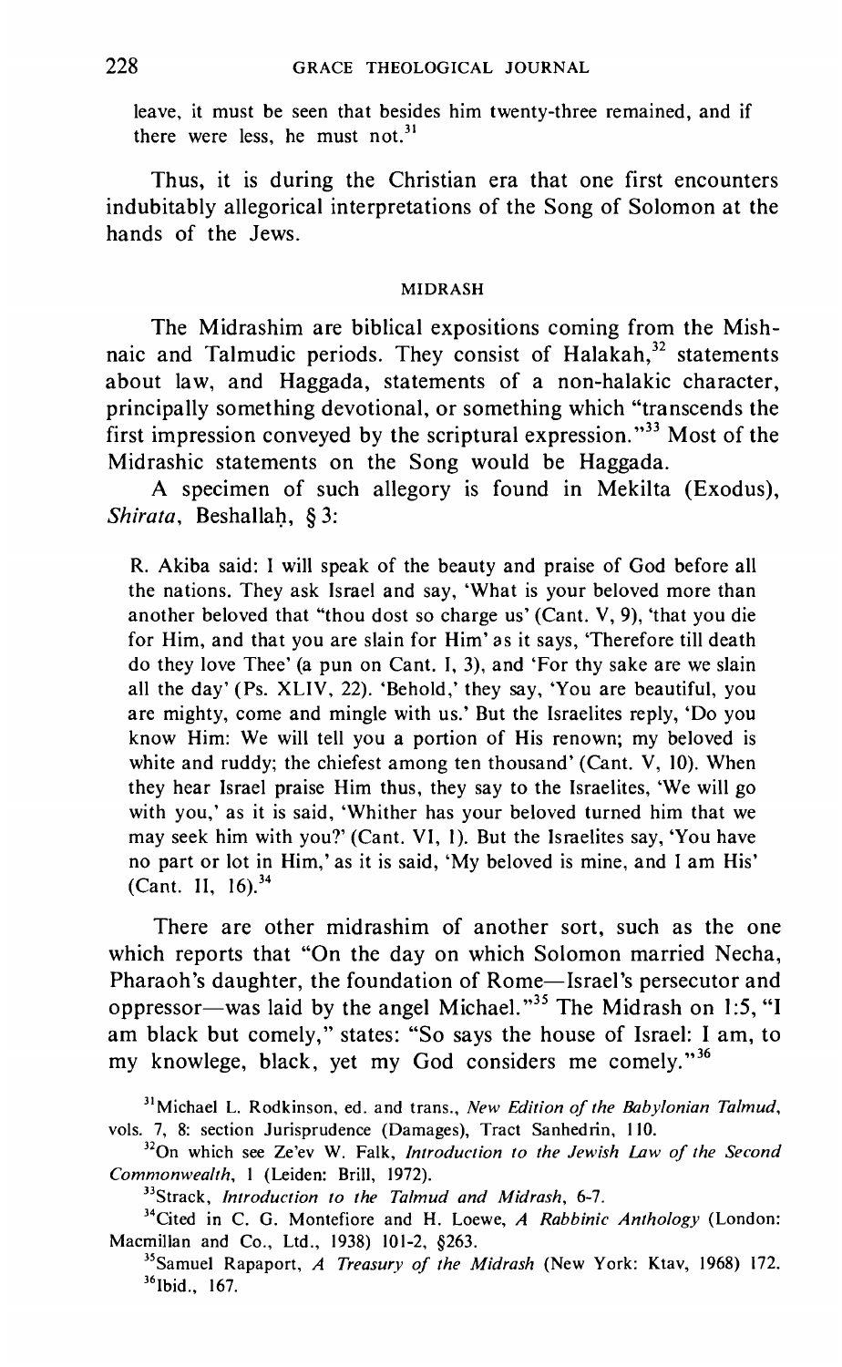leave, it must be seen that besides him twenty-three remained, and if there were less, he must not.[31]

Thus, it is during the Christian era that one first encounters indubitably allegorical interpretations of the Song of Solomon at the hands of the Jews.

## MIDRASH

The Midrashim are biblical expositions coming from the Mishnaic and Talmudic periods. They consist of Halakah,[32] statements about law, and Haggada, statements of a non-halakic character, principally something devotional, or something which "transcends the first impression conveyed by the scriptural expression."[33] Most of the Midrashic statements on the Song would be Haggada.

A specimen of such allegory is found in Mekilta (Exodus), *Shirata*, Beshallaḥ, § 3:

> R. Akiba said: I will speak of the beauty and praise of God before all the nations. They ask Israel and say, 'What is your beloved more than another beloved that "thou dost so charge us' (Cant. V, 9), 'that you die for Him, and that you are slain for Him' as it says, 'Therefore till death do they love Thee' (a pun on Cant. I, 3), and 'For thy sake are we slain all the day' (Ps. XLIV, 22). 'Behold,' they say, 'You are beautiful, you are mighty, come and mingle with us.' But the Israelites reply, 'Do you know Him: We will tell you a portion of His renown; my beloved is white and ruddy; the chiefest among ten thousand' (Cant. V, 10). When they hear Israel praise Him thus, they say to the Israelites, 'We will go with you,' as it is said, 'Whither has your beloved turned him that we may seek him with you?' (Cant. VI, 1). But the Israelites say, 'You have no part or lot in Him,' as it is said, 'My beloved is mine, and I am His' (Cant. II, 16).[34]

There are other midrashim of another sort, such as the one which reports that "On the day on which Solomon married Necha, Pharaoh's daughter, the foundation of Rome—Israel's persecutor and oppressor—was laid by the angel Michael."[35] The Midrash on 1:5, "I am black but comely," states: "So says the house of Israel: I am, to my knowlege, black, yet my God considers me comely."[36]

---

[31] Michael L. Rodkinson, ed. and trans., *New Edition of the Babylonian Talmud*, vols. 7, 8: section Jurisprudence (Damages), Tract Sanhedrin, 110.

[32] On which see Ze'ev W. Falk, *Introduction to the Jewish Law of the Second Commonwealth*, 1 (Leiden: Brill, 1972).

[33] Strack, *Introduction to the Talmud and Midrash*, 6-7.

[34] Cited in C. G. Montefiore and H. Loewe, *A Rabbinic Anthology* (London: Macmillan and Co., Ltd., 1938) 101-2, §263.

[35] Samuel Rapaport, *A Treasury of the Midrash* (New York: Ktav, 1968) 172.

[36] Ibid., 167.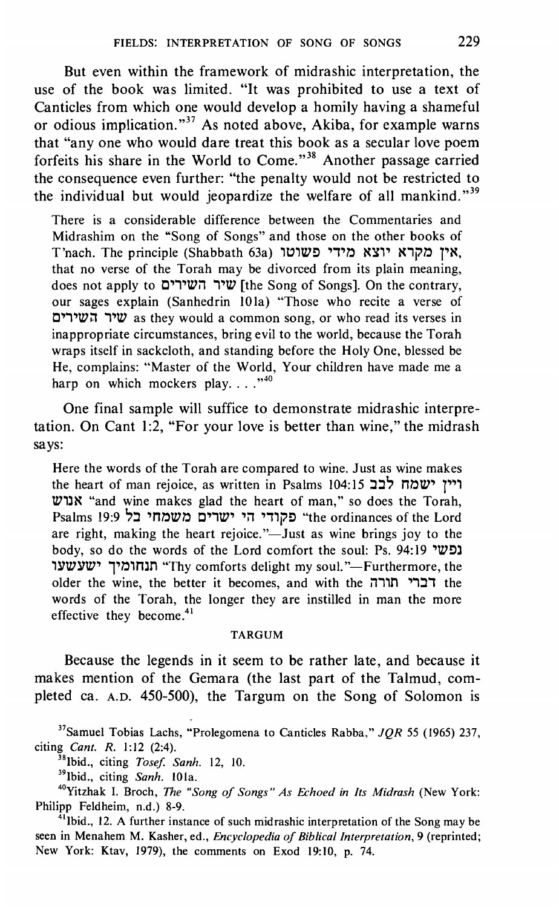But even within the framework of midrashic interpretation, the use of the book was limited. "It was prohibited to use a text of Canticles from which one would develop a homily having a shameful or odious implication."[37] As noted above, Akiba, for example warns that "any one who would dare treat this book as a secular love poem forfeits his share in the World to Come."[38] Another passage carried the consequence even further: "the penalty would not be restricted to the individual but would jeopardize the welfare of all mankind."[39]

> There is a considerable difference between the Commentaries and Midrashim on the "Song of Songs" and those on the other books of T'nach. The principle (Shabbath 63a) אין מקרא יוצא מידי פשוטו, that no verse of the Torah may be divorced from its plain meaning, does not apply to שיר השירים [the Song of Songs]. On the contrary, our sages explain (Sanhedrin 101a) "Those who recite a verse of שיר השירים as they would a common song, or who read its verses in inappropriate circumstances, bring evil to the world, because the Torah wraps itself in sackcloth, and standing before the Holy One, blessed be He, complains: "Master of the World, Your children have made me a harp on which mockers play. . . ."[40]

One final sample will suffice to demonstrate midrashic interpretation. On Cant 1:2, "For your love is better than wine," the midrash says:

> Here the words of the Torah are compared to wine. Just as wine makes the heart of man rejoice, as written in Psalms 104:15 ויין ישמח לבב אנוש "and wine makes glad the heart of man," so does the Torah, Psalms 19:9 פקודי ה' ישרים משמחי לב "the ordinances of the Lord are right, making the heart rejoice."—Just as wine brings joy to the body, so do the words of the Lord comfort the soul: Ps. 94:19 תנחומיך ישעשעו נפשי "Thy comforts delight my soul."—Furthermore, the older the wine, the better it becomes, and with the דברי תורה the words of the Torah, the longer they are instilled in man the more effective they become.[41]

## TARGUM

Because the legends in it seem to be rather late, and because it makes mention of the Gemara (the last part of the Talmud, completed ca. A.D. 450-500), the Targum on the Song of Solomon is

[37] Samuel Tobias Lachs, "Prolegomena to Canticles Rabba," *JQR* 55 (1965) 237, citing *Cant. R.* 1:12 (2:4).

[38] Ibid., citing *Tosef. Sanh.* 12, 10.

[39] Ibid., citing *Sanh.* 101a.

[40] Yitzhak I. Broch, *The "Song of Songs" As Echoed in Its Midrash* (New York: Philipp Feldheim, n.d.) 8-9.

[41] Ibid., 12. A further instance of such midrashic interpretation of the Song may be seen in Menahem M. Kasher, ed., *Encyclopedia of Biblical Interpretation*, 9 (reprinted; New York: Ktav, 1979), the comments on Exod 19:10, p. 74.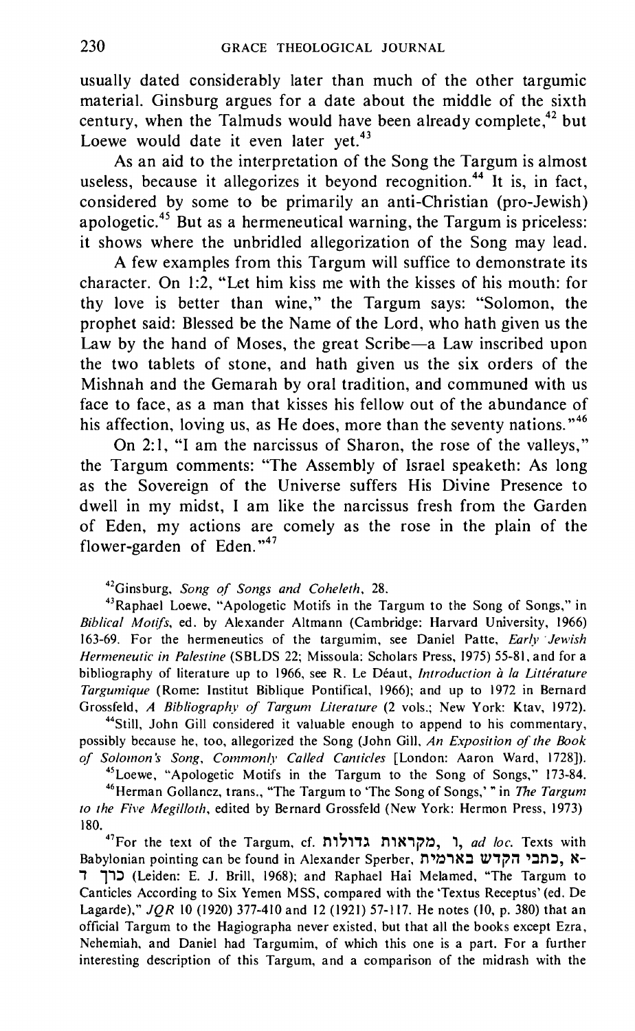usually dated considerably later than much of the other targumic material. Ginsburg argues for a date about the middle of the sixth century, when the Talmuds would have been already complete,[42] but Loewe would date it even later yet.[43]

As an aid to the interpretation of the Song the Targum is almost useless, because it allegorizes it beyond recognition.[44] It is, in fact, considered by some to be primarily an anti-Christian (pro-Jewish) apologetic.[45] But as a hermeneutical warning, the Targum is priceless: it shows where the unbridled allegorization of the Song may lead.

A few examples from this Targum will suffice to demonstrate its character. On 1:2, "Let him kiss me with the kisses of his mouth: for thy love is better than wine," the Targum says: "Solomon, the prophet said: Blessed be the Name of the Lord, who hath given us the Law by the hand of Moses, the great Scribe—a Law inscribed upon the two tablets of stone, and hath given us the six orders of the Mishnah and the Gemarah by oral tradition, and communed with us face to face, as a man that kisses his fellow out of the abundance of his affection, loving us, as He does, more than the seventy nations."[46]

On 2:1, "I am the narcissus of Sharon, the rose of the valleys," the Targum comments: "The Assembly of Israel speaketh: As long as the Sovereign of the Universe suffers His Divine Presence to dwell in my midst, I am like the narcissus fresh from the Garden of Eden, my actions are comely as the rose in the plain of the flower-garden of Eden."[47]

---

[42]Ginsburg, *Song of Songs and Coheleth*, 28.

[43]Raphael Loewe, "Apologetic Motifs in the Targum to the Song of Songs," in *Biblical Motifs*, ed. by Alexander Altmann (Cambridge: Harvard University, 1966) 163-69. For the hermeneutics of the targumim, see Daniel Patte, *Early Jewish Hermeneutic in Palestine* (SBLDS 22; Missoula: Scholars Press, 1975) 55-81, and for a bibliography of literature up to 1966, see R. Le Déaut, *Introduction à la Littérature Targumique* (Rome: Institut Biblique Pontifical, 1966); and up to 1972 in Bernard Grossfeld, *A Bibliography of Targum Literature* (2 vols.; New York: Ktav, 1972).

[44]Still, John Gill considered it valuable enough to append to his commentary, possibly because he, too, allegorized the Song (John Gill, *An Exposition of the Book of Solomon's Song, Commonly Called Canticles* [London: Aaron Ward, 1728]).

[45]Loewe, "Apologetic Motifs in the Targum to the Song of Songs," 173-84.

[46]Herman Gollancz, trans., "The Targum to 'The Song of Songs,'" in *The Targum to the Five Megilloth*, edited by Bernard Grossfeld (New York: Hermon Press, 1973) 180.

[47]For the text of the Targum, cf. מקראות גדולות, ו, *ad loc.* Texts with Babylonian pointing can be found in Alexander Sperber, כתבי הקדש בארמית, א-ד כרך (Leiden: E. J. Brill, 1968); and Raphael Hai Melamed, "The Targum to Canticles According to Six Yemen MSS, compared with the 'Textus Receptus' (ed. De Lagarde)," *JQR* 10 (1920) 377-410 and 12 (1921) 57-117. He notes (10, p. 380) that an official Targum to the Hagiographa never existed, but that all the books except Ezra, Nehemiah, and Daniel had Targumim, of which this one is a part. For a further interesting description of this Targum, and a comparison of the midrash with the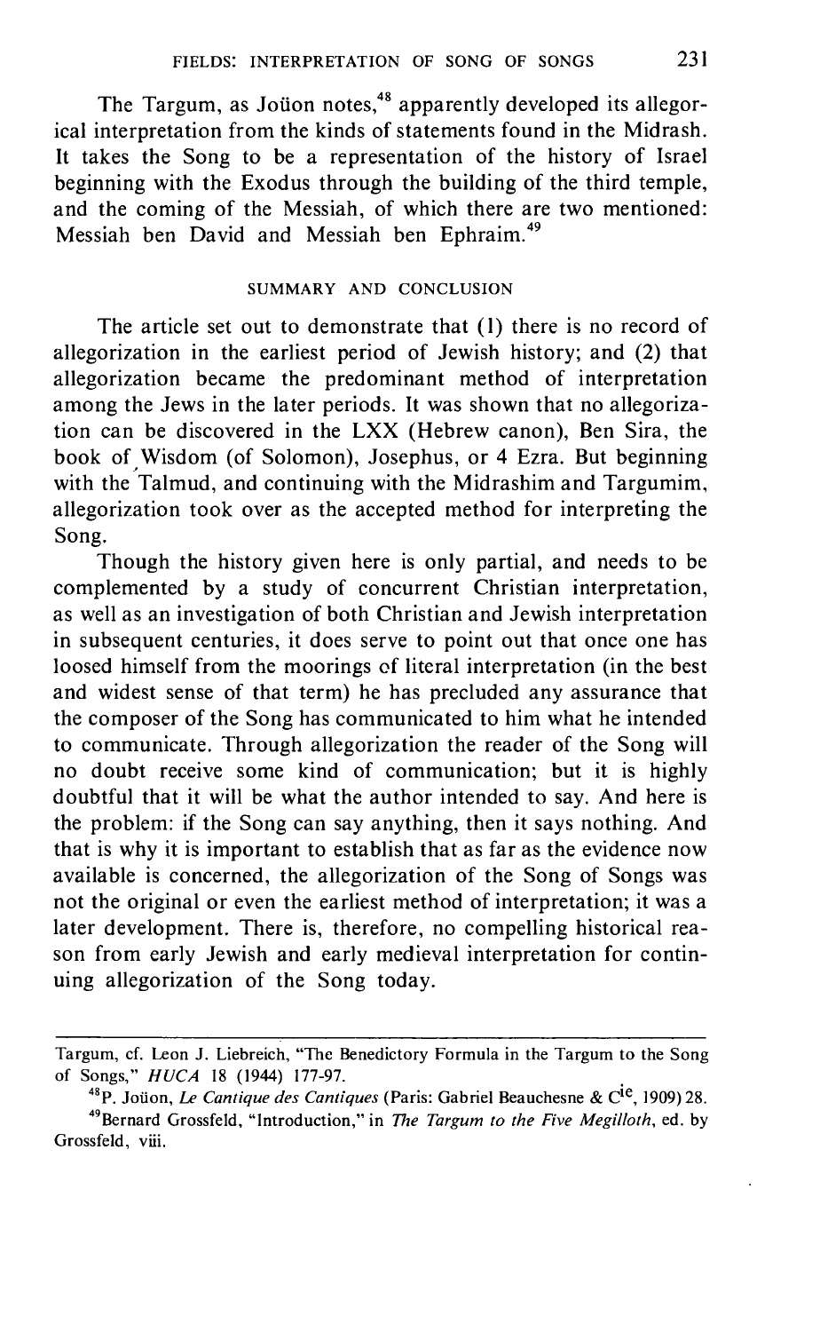The Targum, as Joüon notes,[48] apparently developed its allegorical interpretation from the kinds of statements found in the Midrash. It takes the Song to be a representation of the history of Israel beginning with the Exodus through the building of the third temple, and the coming of the Messiah, of which there are two mentioned: Messiah ben David and Messiah ben Ephraim.[49]

## SUMMARY AND CONCLUSION

The article set out to demonstrate that (1) there is no record of allegorization in the earliest period of Jewish history; and (2) that allegorization became the predominant method of interpretation among the Jews in the later periods. It was shown that no allegorization can be discovered in the LXX (Hebrew canon), Ben Sira, the book of Wisdom (of Solomon), Josephus, or 4 Ezra. But beginning with the Talmud, and continuing with the Midrashim and Targumim, allegorization took over as the accepted method for interpreting the Song.

Though the history given here is only partial, and needs to be complemented by a study of concurrent Christian interpretation, as well as an investigation of both Christian and Jewish interpretation in subsequent centuries, it does serve to point out that once one has loosed himself from the moorings of literal interpretation (in the best and widest sense of that term) he has precluded any assurance that the composer of the Song has communicated to him what he intended to communicate. Through allegorization the reader of the Song will no doubt receive some kind of communication; but it is highly doubtful that it will be what the author intended to say. And here is the problem: if the Song can say anything, then it says nothing. And that is why it is important to establish that as far as the evidence now available is concerned, the allegorization of the Song of Songs was not the original or even the earliest method of interpretation; it was a later development. There is, therefore, no compelling historical reason from early Jewish and early medieval interpretation for continuing allegorization of the Song today.

---

Targum, cf. Leon J. Liebreich, "The Benedictory Formula in the Targum to the Song of Songs," *HUCA* 18 (1944) 177-97.

[48] P. Joüon, *Le Cantique des Cantiques* (Paris: Gabriel Beauchesne & C^ie^, 1909) 28.

[49] Bernard Grossfeld, "Introduction," in *The Targum to the Five Megilloth*, ed. by Grossfeld, viii.